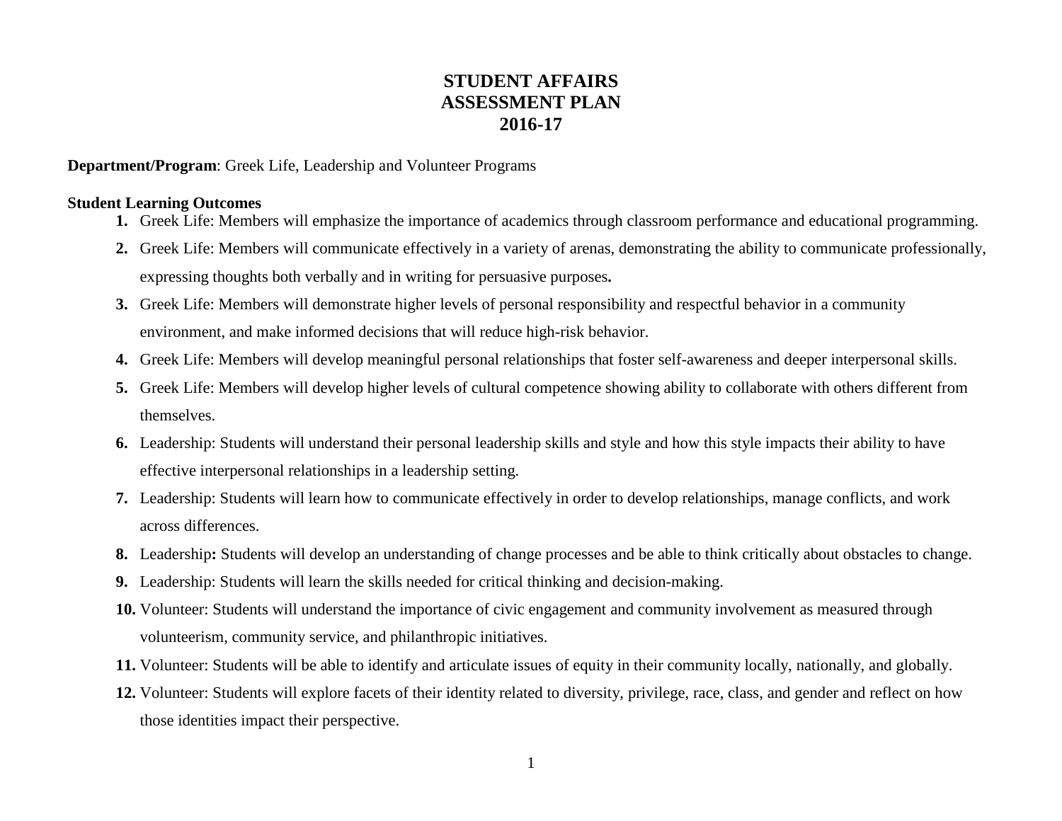# STUDENT AFFAIRS
# ASSESSMENT PLAN
# 2016-17

**Department/Program**: Greek Life, Leadership and Volunteer Programs

**Student Learning Outcomes**

1. Greek Life: Members will emphasize the importance of academics through classroom performance and educational programming.
2. Greek Life: Members will communicate effectively in a variety of arenas, demonstrating the ability to communicate professionally, expressing thoughts both verbally and in writing for persuasive purposes**.**
3. Greek Life: Members will demonstrate higher levels of personal responsibility and respectful behavior in a community environment, and make informed decisions that will reduce high-risk behavior.
4. Greek Life: Members will develop meaningful personal relationships that foster self-awareness and deeper interpersonal skills.
5. Greek Life: Members will develop higher levels of cultural competence showing ability to collaborate with others different from themselves.
6. Leadership: Students will understand their personal leadership skills and style and how this style impacts their ability to have effective interpersonal relationships in a leadership setting.
7. Leadership: Students will learn how to communicate effectively in order to develop relationships, manage conflicts, and work across differences.
8. Leadership**:** Students will develop an understanding of change processes and be able to think critically about obstacles to change.
9. Leadership: Students will learn the skills needed for critical thinking and decision-making.
10. Volunteer: Students will understand the importance of civic engagement and community involvement as measured through volunteerism, community service, and philanthropic initiatives.
11. Volunteer: Students will be able to identify and articulate issues of equity in their community locally, nationally, and globally.
12. Volunteer: Students will explore facets of their identity related to diversity, privilege, race, class, and gender and reflect on how those identities impact their perspective.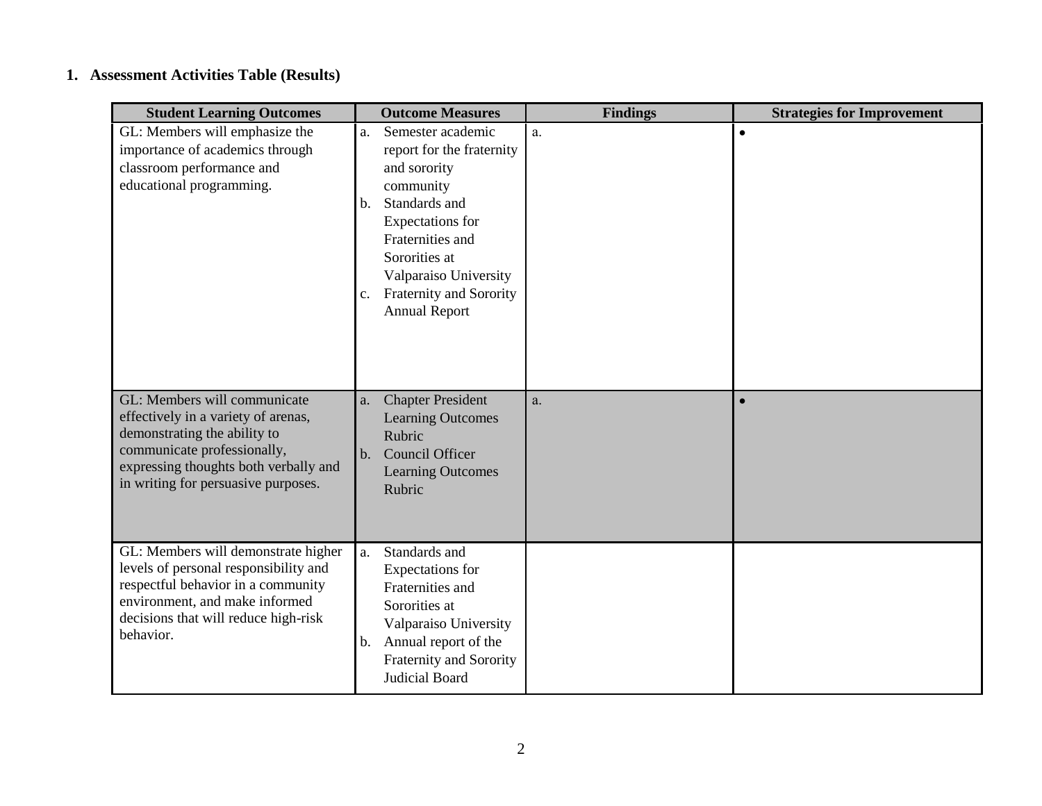1. **Assessment Activities Table (Results)**

| Student Learning Outcomes | Outcome Measures | Findings | Strategies for Improvement |
|---|---|---|---|
| GL: Members will emphasize the importance of academics through classroom performance and educational programming. | a. Semester academic report for the fraternity and sorority community<br>b. Standards and Expectations for Fraternities and Sororities at Valparaiso University<br>c. Fraternity and Sorority Annual Report | a. | • |
| GL: Members will communicate effectively in a variety of arenas, demonstrating the ability to communicate professionally, expressing thoughts both verbally and in writing for persuasive purposes. | a. Chapter President Learning Outcomes Rubric<br>b. Council Officer Learning Outcomes Rubric | a. | • |
| GL: Members will demonstrate higher levels of personal responsibility and respectful behavior in a community environment, and make informed decisions that will reduce high-risk behavior. | a. Standards and Expectations for Fraternities and Sororities at Valparaiso University<br>b. Annual report of the Fraternity and Sorority Judicial Board | | |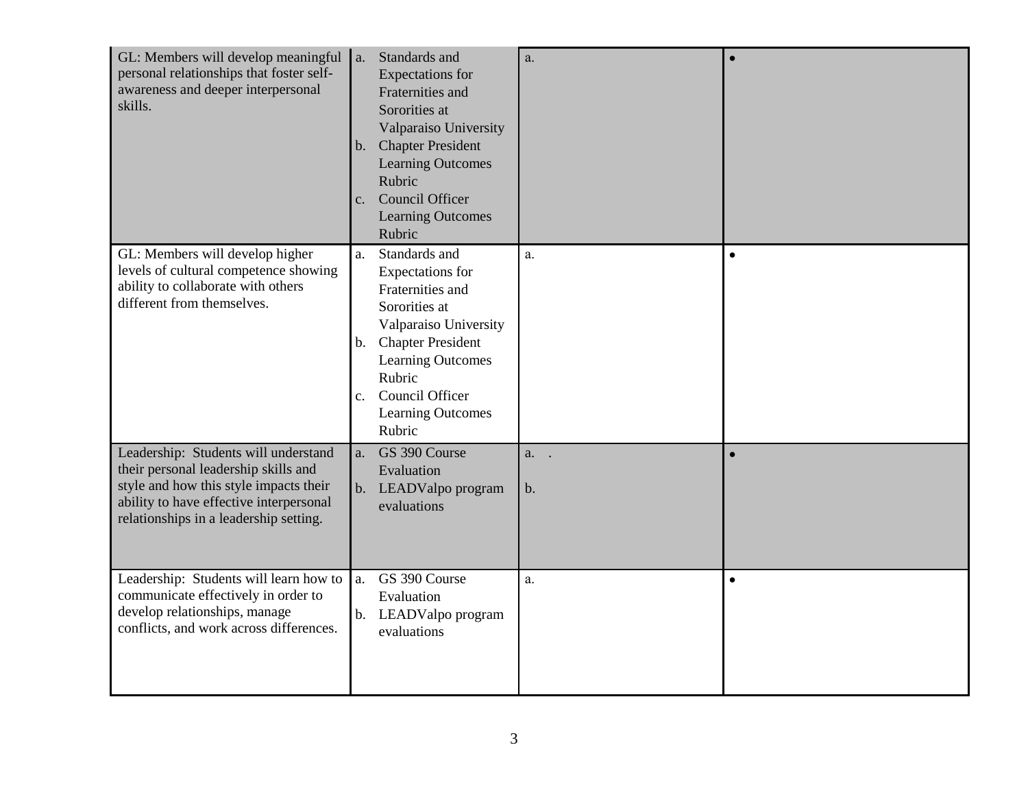| | | | |
|---|---|---|---|
| GL: Members will develop meaningful personal relationships that foster self-awareness and deeper interpersonal skills. | a. Standards and Expectations for Fraternities and Sororities at Valparaiso University<br>b. Chapter President Learning Outcomes Rubric<br>c. Council Officer Learning Outcomes Rubric | a. | • |
| GL: Members will develop higher levels of cultural competence showing ability to collaborate with others different from themselves. | a. Standards and Expectations for Fraternities and Sororities at Valparaiso University<br>b. Chapter President Learning Outcomes Rubric<br>c. Council Officer Learning Outcomes Rubric | a. | • |
| Leadership: Students will understand their personal leadership skills and style and how this style impacts their ability to have effective interpersonal relationships in a leadership setting. | a. GS 390 Course Evaluation<br>b. LEADValpo program evaluations | a. .<br>b. | • |
| Leadership: Students will learn how to communicate effectively in order to develop relationships, manage conflicts, and work across differences. | a. GS 390 Course Evaluation<br>b. LEADValpo program evaluations | a. | • |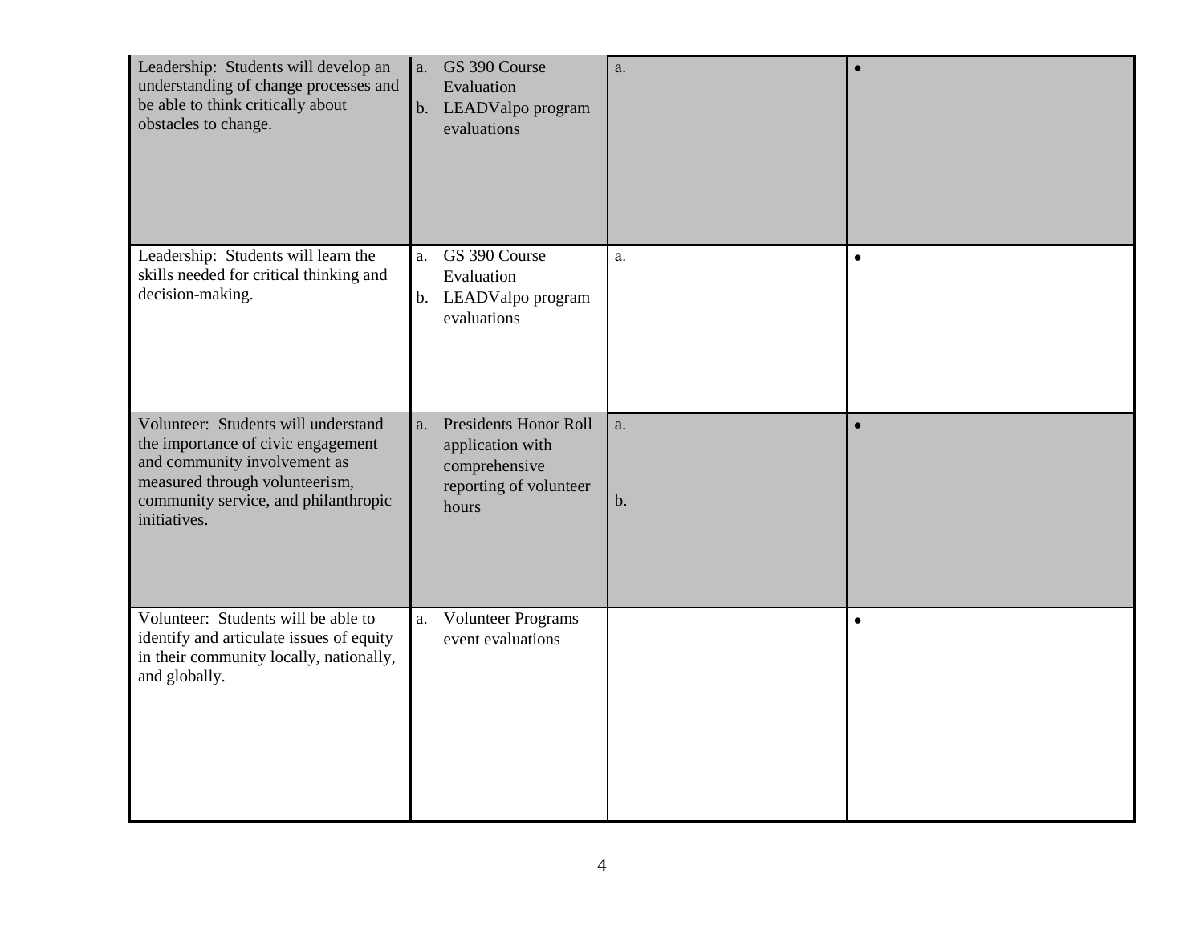| | | | |
|---|---|---|---|
| Leadership: Students will develop an understanding of change processes and be able to think critically about obstacles to change. | a. GS 390 Course Evaluation<br>b. LEADValpo program evaluations | a. | • |
| Leadership: Students will learn the skills needed for critical thinking and decision-making. | a. GS 390 Course Evaluation<br>b. LEADValpo program evaluations | a. | • |
| Volunteer: Students will understand the importance of civic engagement and community involvement as measured through volunteerism, community service, and philanthropic initiatives. | a. Presidents Honor Roll application with comprehensive reporting of volunteer hours | a.<br><br>b. | • |
| Volunteer: Students will be able to identify and articulate issues of equity in their community locally, nationally, and globally. | a. Volunteer Programs event evaluations | | • |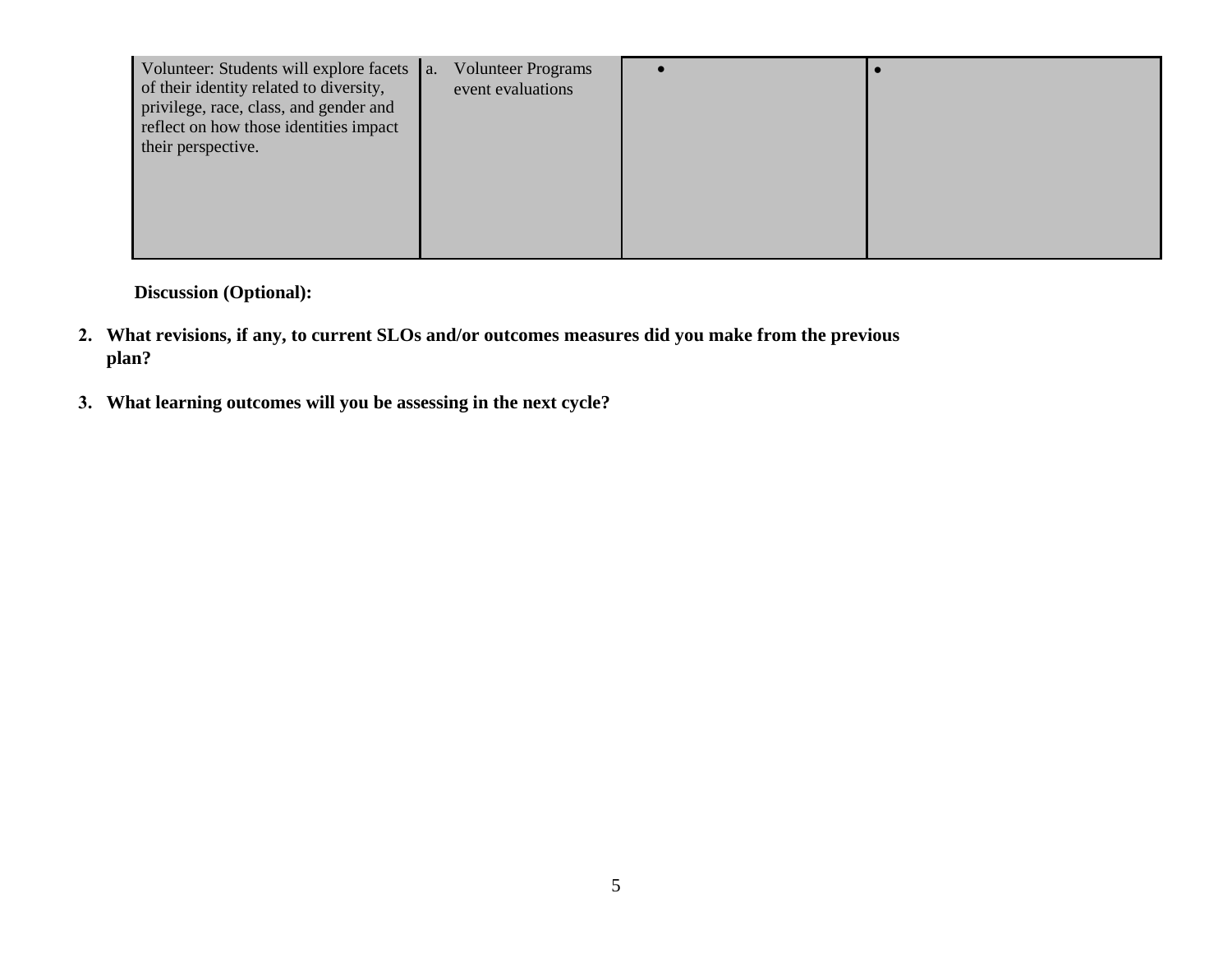| | | | |
|---|---|---|---|
| Volunteer: Students will explore facets of their identity related to diversity, privilege, race, class, and gender and reflect on how those identities impact their perspective. | a. Volunteer Programs event evaluations | • | • |

**Discussion (Optional):**

2. **What revisions, if any, to current SLOs and/or outcomes measures did you make from the previous plan?**

3. **What learning outcomes will you be assessing in the next cycle?**